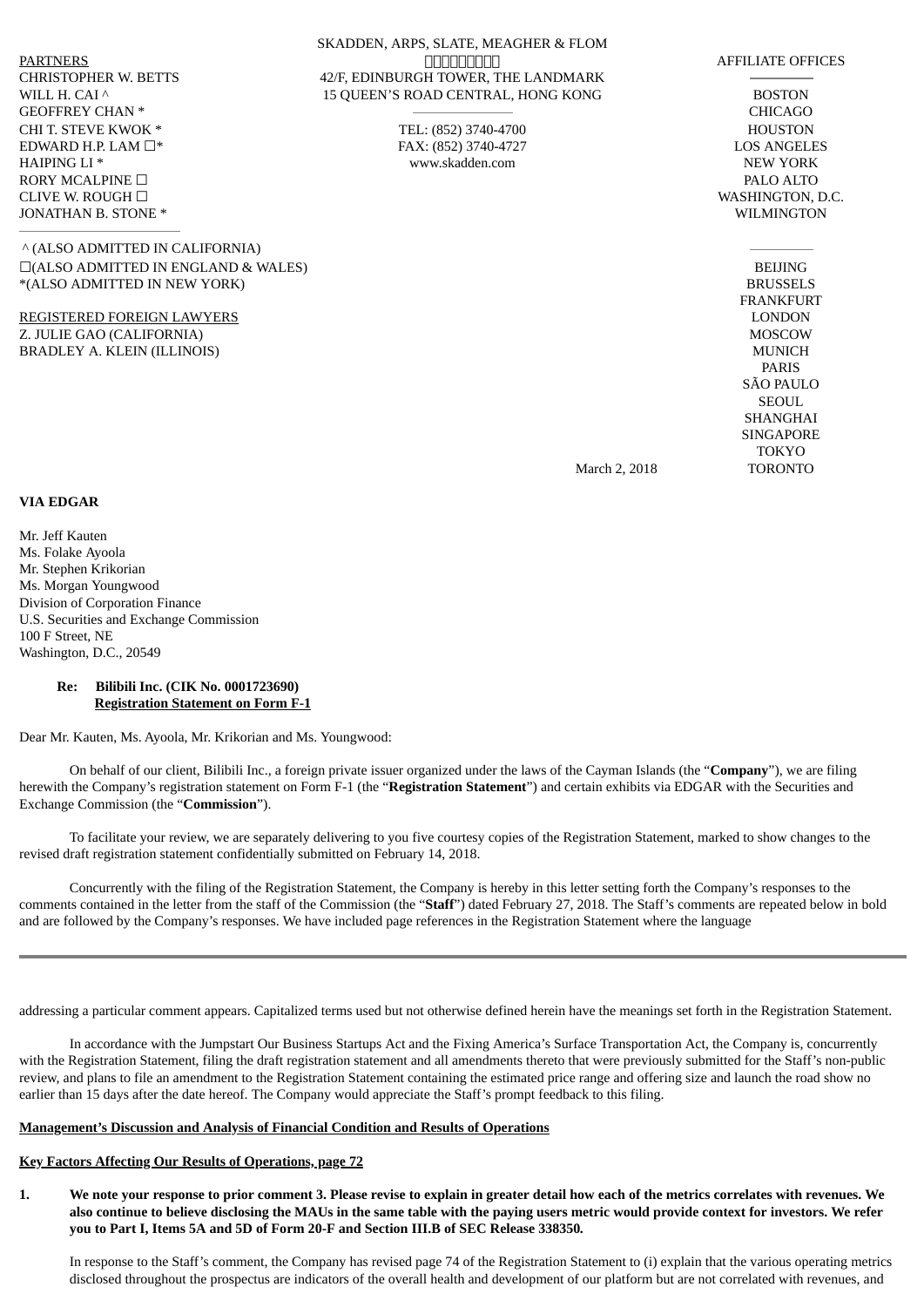SKADDEN, ARPS, SLATE, MEAGHER & FLOM
□□□□□□□□□
42/F, EDINBURGH TOWER, THE LANDMARK
15 QUEEN'S ROAD CENTRAL, HONG KONG

TEL: (852) 3740-4700
FAX: (852) 3740-4727
www.skadden.com

PARTNERS
CHRISTOPHER W. BETTS
WILL H. CAI ^
GEOFFREY CHAN *
CHI T. STEVE KWOK *
EDWARD H.P. LAM □*
HAIPING LI *
RORY MCALPINE □
CLIVE W. ROUGH □
JONATHAN B. STONE *

^ (ALSO ADMITTED IN CALIFORNIA)
□(ALSO ADMITTED IN ENGLAND & WALES)
*(ALSO ADMITTED IN NEW YORK)

REGISTERED FOREIGN LAWYERS
Z. JULIE GAO (CALIFORNIA)
BRADLEY A. KLEIN (ILLINOIS)

AFFILIATE OFFICES
BOSTON
CHICAGO
HOUSTON
LOS ANGELES
NEW YORK
PALO ALTO
WASHINGTON, D.C.
WILMINGTON

BEIJING
BRUSSELS
FRANKFURT
LONDON
MOSCOW
MUNICH
PARIS
SÃO PAULO
SEOUL
SHANGHAI
SINGAPORE
TOKYO
TORONTO

March 2, 2018

**VIA EDGAR**

Mr. Jeff Kauten
Ms. Folake Ayoola
Mr. Stephen Krikorian
Ms. Morgan Youngwood
Division of Corporation Finance
U.S. Securities and Exchange Commission
100 F Street, NE
Washington, D.C., 20549

**Re: Bilibili Inc. (CIK No. 0001723690)**
**Registration Statement on Form F-1**

Dear Mr. Kauten, Ms. Ayoola, Mr. Krikorian and Ms. Youngwood:

On behalf of our client, Bilibili Inc., a foreign private issuer organized under the laws of the Cayman Islands (the "**Company**"), we are filing herewith the Company's registration statement on Form F-1 (the "**Registration Statement**") and certain exhibits via EDGAR with the Securities and Exchange Commission (the "**Commission**").

To facilitate your review, we are separately delivering to you five courtesy copies of the Registration Statement, marked to show changes to the revised draft registration statement confidentially submitted on February 14, 2018.

Concurrently with the filing of the Registration Statement, the Company is hereby in this letter setting forth the Company's responses to the comments contained in the letter from the staff of the Commission (the "**Staff**") dated February 27, 2018. The Staff's comments are repeated below in bold and are followed by the Company's responses. We have included page references in the Registration Statement where the language addressing a particular comment appears. Capitalized terms used but not otherwise defined herein have the meanings set forth in the Registration Statement.

In accordance with the Jumpstart Our Business Startups Act and the Fixing America's Surface Transportation Act, the Company is, concurrently with the Registration Statement, filing the draft registration statement and all amendments thereto that were previously submitted for the Staff's non-public review, and plans to file an amendment to the Registration Statement containing the estimated price range and offering size and launch the road show no earlier than 15 days after the date hereof. The Company would appreciate the Staff's prompt feedback to this filing.

**Management's Discussion and Analysis of Financial Condition and Results of Operations**

**Key Factors Affecting Our Results of Operations, page 72**

1. **We note your response to prior comment 3. Please revise to explain in greater detail how each of the metrics correlates with revenues. We also continue to believe disclosing the MAUs in the same table with the paying users metric would provide context for investors. We refer you to Part I, Items 5A and 5D of Form 20-F and Section III.B of SEC Release 338350.**

In response to the Staff's comment, the Company has revised page 74 of the Registration Statement to (i) explain that the various operating metrics disclosed throughout the prospectus are indicators of the overall health and development of our platform but are not correlated with revenues, and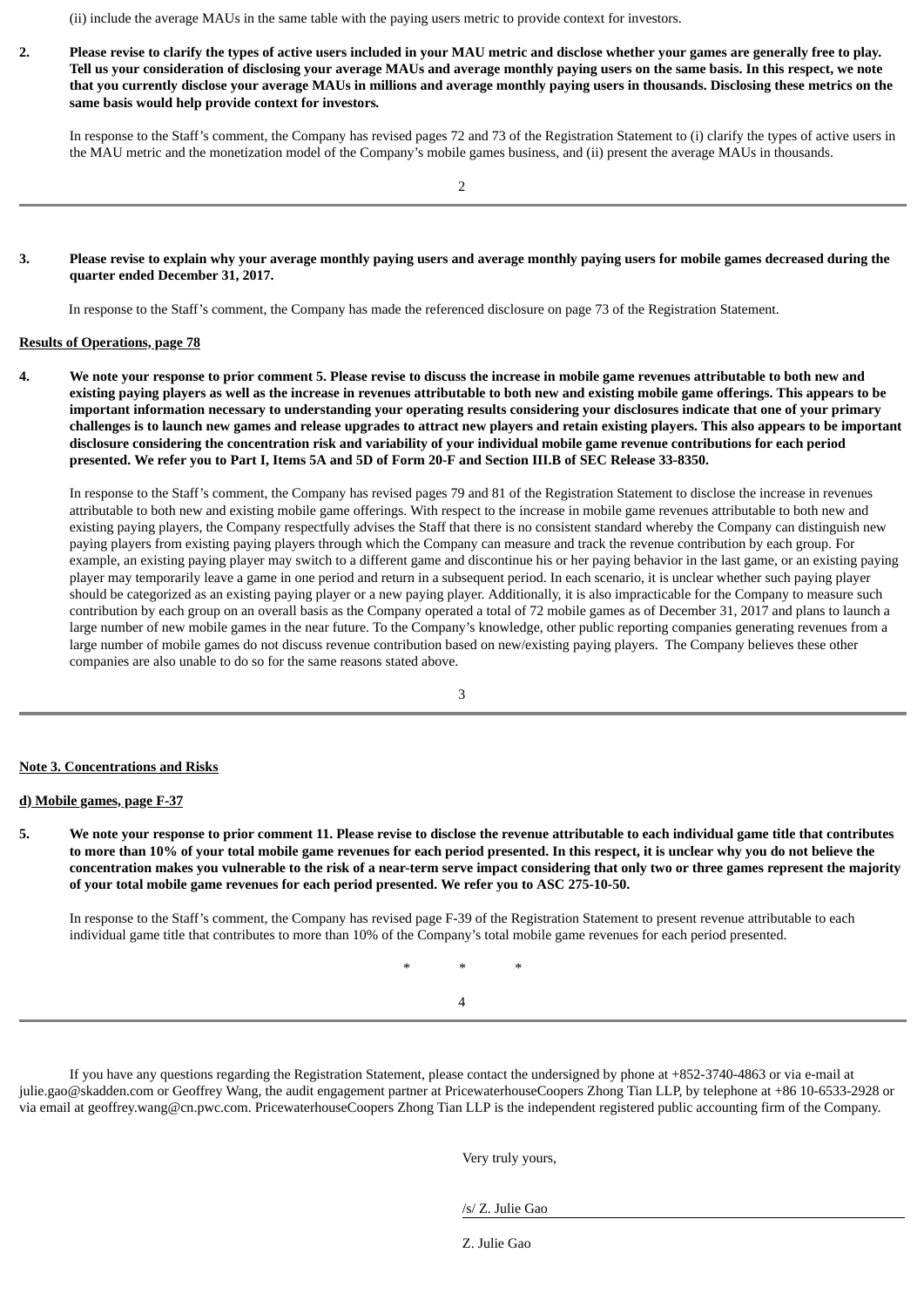(ii) include the average MAUs in the same table with the paying users metric to provide context for investors.

2. **Please revise to clarify the types of active users included in your MAU metric and disclose whether your games are generally free to play. Tell us your consideration of disclosing your average MAUs and average monthly paying users on the same basis. In this respect, we note that you currently disclose your average MAUs in millions and average monthly paying users in thousands. Disclosing these metrics on the same basis would help provide context for investors.**

   In response to the Staff's comment, the Company has revised pages 72 and 73 of the Registration Statement to (i) clarify the types of active users in the MAU metric and the monetization model of the Company's mobile games business, and (ii) present the average MAUs in thousands.

3. **Please revise to explain why your average monthly paying users and average monthly paying users for mobile games decreased during the quarter ended December 31, 2017.**

   In response to the Staff's comment, the Company has made the referenced disclosure on page 73 of the Registration Statement.

**Results of Operations, page 78**

4. **We note your response to prior comment 5. Please revise to discuss the increase in mobile game revenues attributable to both new and existing paying players as well as the increase in revenues attributable to both new and existing mobile game offerings. This appears to be important information necessary to understanding your operating results considering your disclosures indicate that one of your primary challenges is to launch new games and release upgrades to attract new players and retain existing players. This also appears to be important disclosure considering the concentration risk and variability of your individual mobile game revenue contributions for each period presented. We refer you to Part I, Items 5A and 5D of Form 20-F and Section III.B of SEC Release 33-8350.**

   In response to the Staff's comment, the Company has revised pages 79 and 81 of the Registration Statement to disclose the increase in revenues attributable to both new and existing mobile game offerings. With respect to the increase in mobile game revenues attributable to both new and existing paying players, the Company respectfully advises the Staff that there is no consistent standard whereby the Company can distinguish new paying players from existing paying players through which the Company can measure and track the revenue contribution by each group. For example, an existing paying player may switch to a different game and discontinue his or her paying behavior in the last game, or an existing paying player may temporarily leave a game in one period and return in a subsequent period. In each scenario, it is unclear whether such paying player should be categorized as an existing paying player or a new paying player. Additionally, it is also impracticable for the Company to measure such contribution by each group on an overall basis as the Company operated a total of 72 mobile games as of December 31, 2017 and plans to launch a large number of new mobile games in the near future. To the Company's knowledge, other public reporting companies generating revenues from a large number of mobile games do not discuss revenue contribution based on new/existing paying players. The Company believes these other companies are also unable to do so for the same reasons stated above.

**Note 3. Concentrations and Risks**

**d) Mobile games, page F-37**

5. **We note your response to prior comment 11. Please revise to disclose the revenue attributable to each individual game title that contributes to more than 10% of your total mobile game revenues for each period presented. In this respect, it is unclear why you do not believe the concentration makes you vulnerable to the risk of a near-term serve impact considering that only two or three games represent the majority of your total mobile game revenues for each period presented. We refer you to ASC 275-10-50.**

   In response to the Staff's comment, the Company has revised page F-39 of the Registration Statement to present revenue attributable to each individual game title that contributes to more than 10% of the Company's total mobile game revenues for each period presented.

\* \* \*

If you have any questions regarding the Registration Statement, please contact the undersigned by phone at +852-3740-4863 or via e-mail at julie.gao@skadden.com or Geoffrey Wang, the audit engagement partner at PricewaterhouseCoopers Zhong Tian LLP, by telephone at +86 10-6533-2928 or via email at geoffrey.wang@cn.pwc.com. PricewaterhouseCoopers Zhong Tian LLP is the independent registered public accounting firm of the Company.

Very truly yours,

/s/ Z. Julie Gao

Z. Julie Gao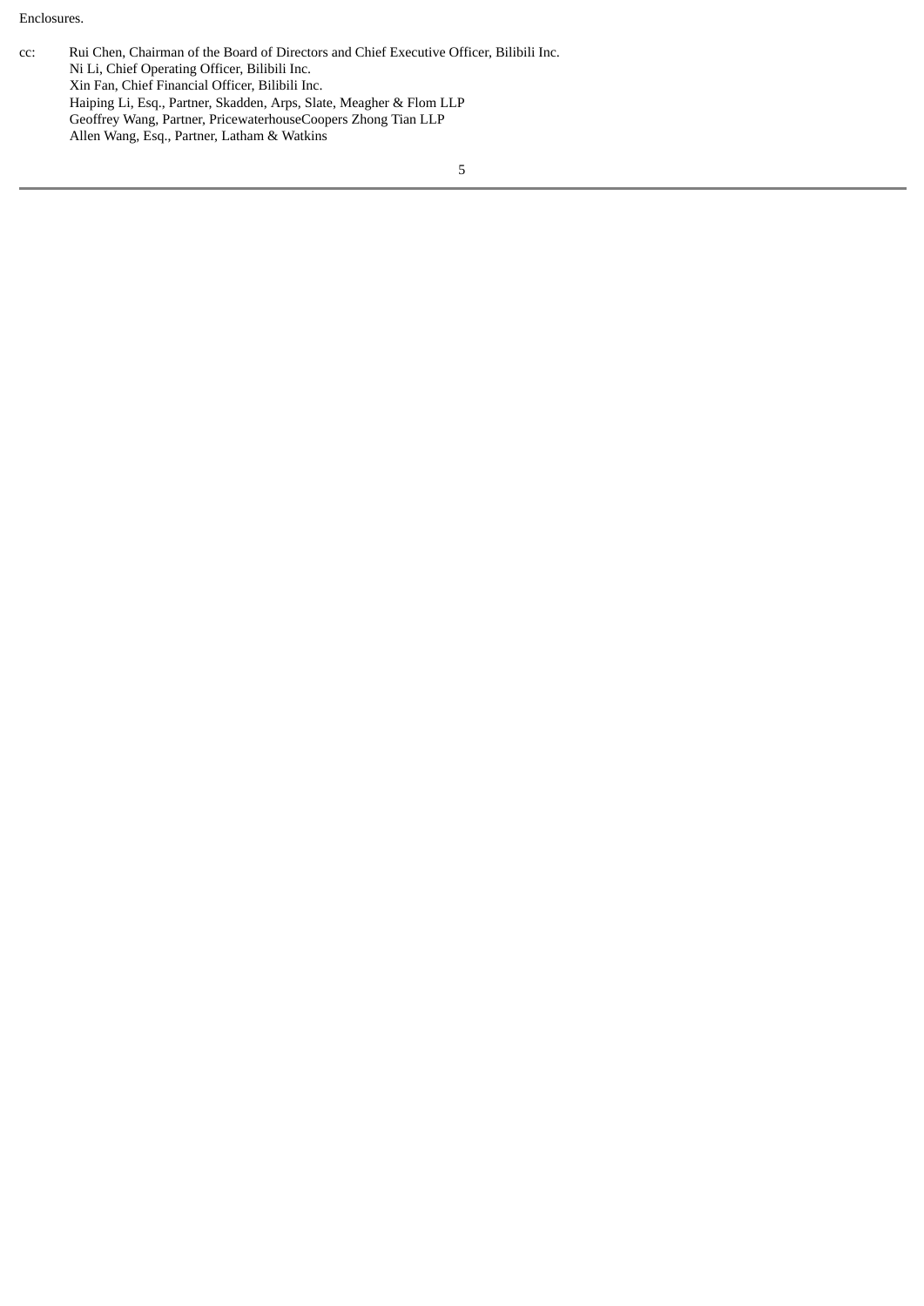Enclosures.

cc: Rui Chen, Chairman of the Board of Directors and Chief Executive Officer, Bilibili Inc.
Ni Li, Chief Operating Officer, Bilibili Inc.
Xin Fan, Chief Financial Officer, Bilibili Inc.
Haiping Li, Esq., Partner, Skadden, Arps, Slate, Meagher & Flom LLP
Geoffrey Wang, Partner, PricewaterhouseCoopers Zhong Tian LLP
Allen Wang, Esq., Partner, Latham & Watkins